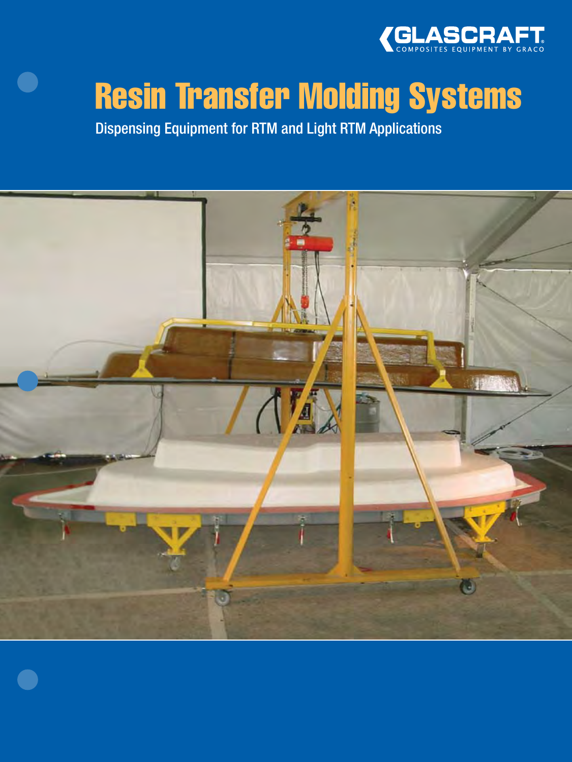GLASCRAFT
COMPOSITES EQUIPMENT BY GRACO

# Resin Transfer Molding Systems

Dispensing Equipment for RTM and Light RTM Applications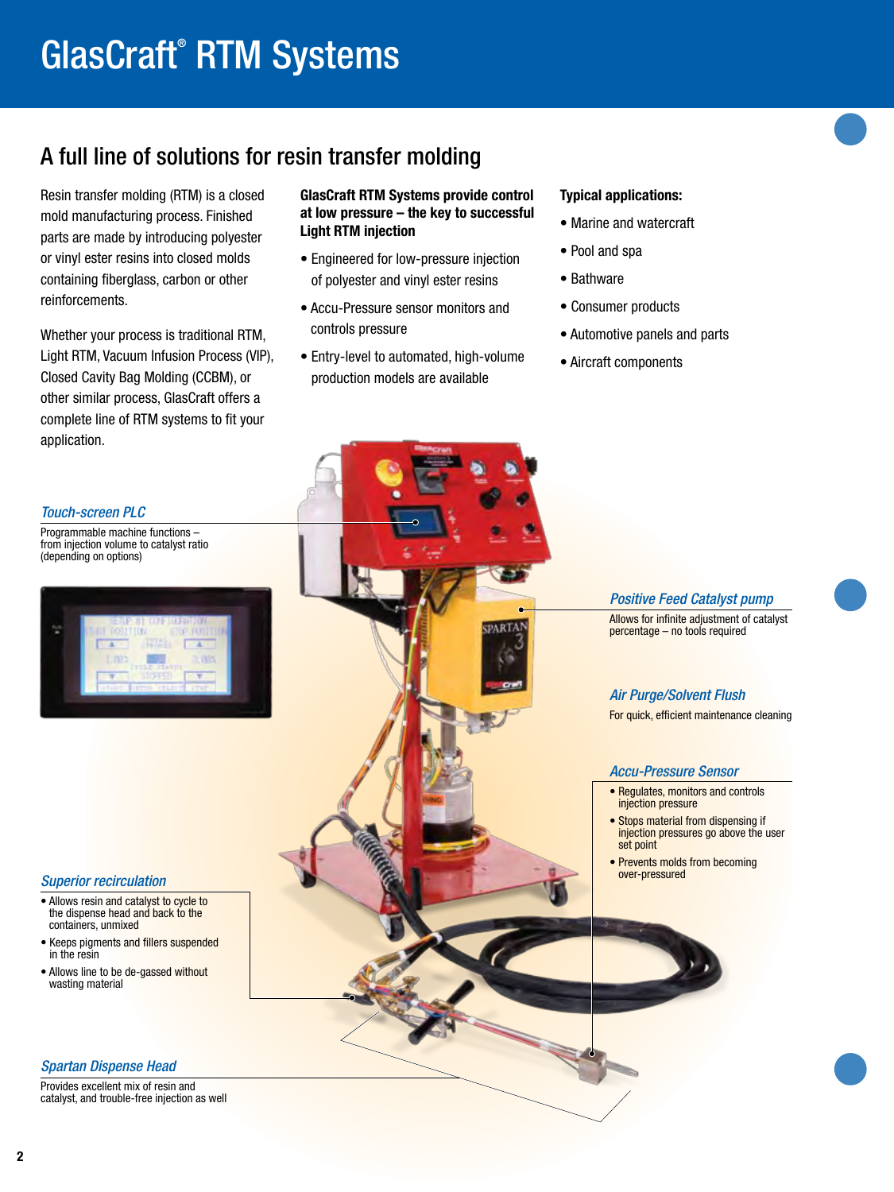# GlasCraft® RTM Systems

## A full line of solutions for resin transfer molding

Resin transfer molding (RTM) is a closed mold manufacturing process. Finished parts are made by introducing polyester or vinyl ester resins into closed molds containing fiberglass, carbon or other reinforcements.

Whether your process is traditional RTM, Light RTM, Vacuum Infusion Process (VIP), Closed Cavity Bag Molding (CCBM), or other similar process, GlasCraft offers a complete line of RTM systems to fit your application.

**GlasCraft RTM Systems provide control at low pressure – the key to successful Light RTM injection**

- Engineered for low-pressure injection of polyester and vinyl ester resins
- Accu-Pressure sensor monitors and controls pressure
- Entry-level to automated, high-volume production models are available

**Typical applications:**

- Marine and watercraft
- Pool and spa
- Bathware
- Consumer products
- Automotive panels and parts
- Aircraft components

### *Touch-screen PLC*

Programmable machine functions – from injection volume to catalyst ratio (depending on options)

### *Positive Feed Catalyst pump*

Allows for infinite adjustment of catalyst percentage – no tools required

### *Air Purge/Solvent Flush*

For quick, efficient maintenance cleaning

### *Accu-Pressure Sensor*

- Regulates, monitors and controls injection pressure
- Stops material from dispensing if injection pressures go above the user set point
- Prevents molds from becoming over-pressured

### *Superior recirculation*

- Allows resin and catalyst to cycle to the dispense head and back to the containers, unmixed
- Keeps pigments and fillers suspended in the resin
- Allows line to be de-gassed without wasting material

### *Spartan Dispense Head*

Provides excellent mix of resin and catalyst, and trouble-free injection as well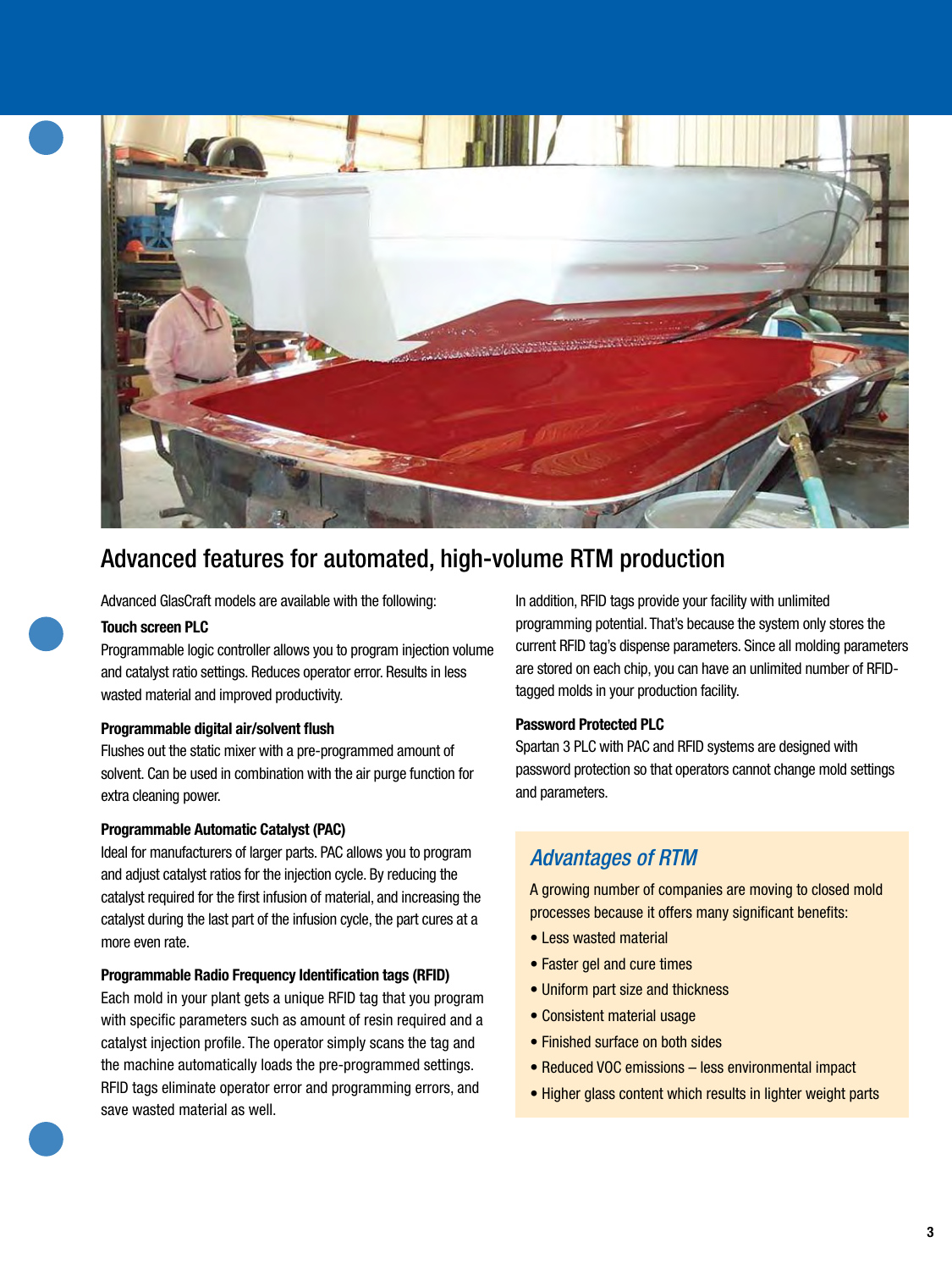## Advanced features for automated, high-volume RTM production

Advanced GlasCraft models are available with the following:

**Touch screen PLC**

Programmable logic controller allows you to program injection volume and catalyst ratio settings. Reduces operator error. Results in less wasted material and improved productivity.

**Programmable digital air/solvent flush**

Flushes out the static mixer with a pre-programmed amount of solvent. Can be used in combination with the air purge function for extra cleaning power.

**Programmable Automatic Catalyst (PAC)**

Ideal for manufacturers of larger parts. PAC allows you to program and adjust catalyst ratios for the injection cycle. By reducing the catalyst required for the first infusion of material, and increasing the catalyst during the last part of the infusion cycle, the part cures at a more even rate.

**Programmable Radio Frequency Identification tags (RFID)**

Each mold in your plant gets a unique RFID tag that you program with specific parameters such as amount of resin required and a catalyst injection profile. The operator simply scans the tag and the machine automatically loads the pre-programmed settings. RFID tags eliminate operator error and programming errors, and save wasted material as well.

In addition, RFID tags provide your facility with unlimited programming potential. That's because the system only stores the current RFID tag's dispense parameters. Since all molding parameters are stored on each chip, you can have an unlimited number of RFID-tagged molds in your production facility.

**Password Protected PLC**

Spartan 3 PLC with PAC and RFID systems are designed with password protection so that operators cannot change mold settings and parameters.

### *Advantages of RTM*

A growing number of companies are moving to closed mold processes because it offers many significant benefits:

- Less wasted material
- Faster gel and cure times
- Uniform part size and thickness
- Consistent material usage
- Finished surface on both sides
- Reduced VOC emissions – less environmental impact
- Higher glass content which results in lighter weight parts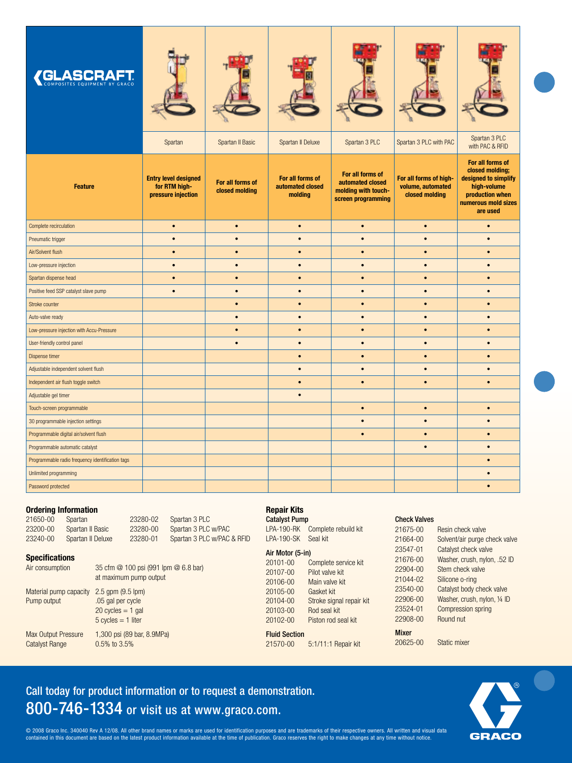| GLASCRAFT COMPOSITES EQUIPMENT BY GRACO | Spartan | Spartan II Basic | Spartan II Deluxe | Spartan 3 PLC | Spartan 3 PLC with PAC | Spartan 3 PLC with PAC & RFID |
|---|---|---|---|---|---|---|
| **Feature** | **Entry level designed for RTM high-pressure injection** | **For all forms of closed molding** | **For all forms of automated closed molding** | **For all forms of automated closed molding with touch-screen programming** | **For all forms of high-volume, automated closed molding** | **For all forms of closed molding; designed to simplify high-volume production when numerous mold sizes are used** |
| Complete recirculation | • | • | • | • | • | • |
| Pneumatic trigger | • | • | • | • | • | • |
| Air/Solvent flush | • | • | • | • | • | • |
| Low-pressure injection | • | • | • | • | • | • |
| Spartan dispense head | • | • | • | • | • | • |
| Positive feed SSP catalyst slave pump | • | • | • | • | • | • |
| Stroke counter | | • | • | • | • | • |
| Auto-valve ready | | • | • | • | • | • |
| Low-pressure injection with Accu-Pressure | | • | • | • | • | • |
| User-friendly control panel | | • | • | • | • | • |
| Dispense timer | | | • | • | • | • |
| Adjustable independent solvent flush | | | • | • | • | • |
| Independent air flush toggle switch | | | • | • | • | • |
| Adjustable gel timer | | | • | | | |
| Touch-screen programmable | | | | • | • | • |
| 30 programmable injection settings | | | | • | • | • |
| Programmable digital air/solvent flush | | | | • | • | • |
| Programmable automatic catalyst | | | | | • | • |
| Programmable radio frequency identification tags | | | | | | • |
| Unlimited programming | | | | | | • |
| Password protected | | | | | | • |

## Ordering Information

| | |
|---|---|
| 21650-00 | Spartan |
| 23200-00 | Spartan II Basic |
| 23240-00 | Spartan II Deluxe |
| 23280-02 | Spartan 3 PLC |
| 23280-00 | Spartan 3 PLC w/PAC |
| 23280-01 | Spartan 3 PLC w/PAC & RFID |

## Specifications

| | |
|---|---|
| Air consumption | 35 cfm @ 100 psi (991 lpm @ 6.8 bar) at maximum pump output |
| Material pump capacity | 2.5 gpm (9.5 lpm) |
| Pump output | .05 gal per cycle<br>20 cycles = 1 gal<br>5 cycles = 1 liter |
| Max Output Pressure | 1,300 psi (89 bar, 8.9MPa) |
| Catalyst Range | 0.5% to 3.5% |

## Repair Kits

### Catalyst Pump

| | |
|---|---|
| LPA-190-RK | Complete rebuild kit |
| LPA-190-SK | Seal kit |

### Air Motor (5-in)

| | |
|---|---|
| 20101-00 | Complete service kit |
| 20107-00 | Pilot valve kit |
| 20106-00 | Main valve kit |
| 20105-00 | Gasket kit |
| 20104-00 | Stroke signal repair kit |
| 20103-00 | Rod seal kit |
| 20102-00 | Piston rod seal kit |

### Fluid Section

| | |
|---|---|
| 21570-00 | 5:1/11:1 Repair kit |

### Check Valves

| | |
|---|---|
| 21675-00 | Resin check valve |
| 21664-00 | Solvent/air purge check valve |
| 23547-01 | Catalyst check valve |
| 21676-00 | Washer, crush, nylon, .52 ID |
| 22904-00 | Stem check valve |
| 21044-02 | Silicone o-ring |
| 23540-00 | Catalyst body check valve |
| 22906-00 | Washer, crush, nylon, ¼ ID |
| 23524-01 | Compression spring |
| 22908-00 | Round nut |

### Mixer

| | |
|---|---|
| 20625-00 | Static mixer |

Call today for product information or to request a demonstration.

**800-746-1334** or visit us at www.graco.com.

© 2008 Graco Inc. 340040 Rev A 12/08. All other brand names or marks are used for identification purposes and are trademarks of their respective owners. All written and visual data contained in this document are based on the latest product information available at the time of publication. Graco reserves the right to make changes at any time without notice.

GRACO